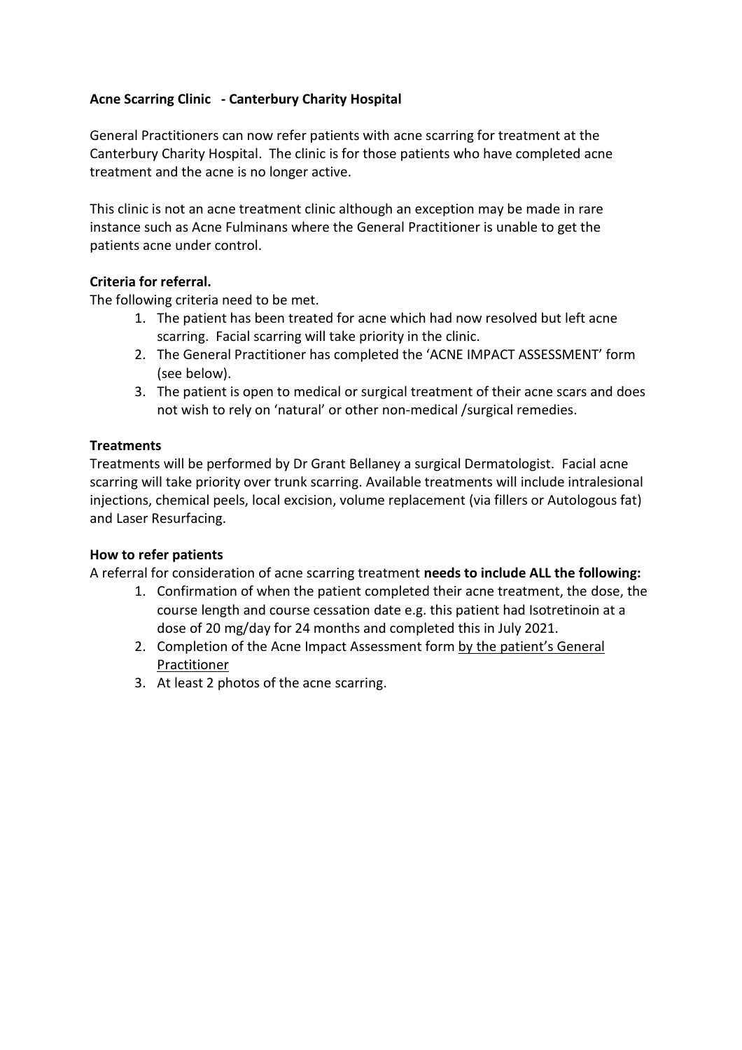**Acne Scarring Clinic - Canterbury Charity Hospital**

General Practitioners can now refer patients with acne scarring for treatment at the Canterbury Charity Hospital. The clinic is for those patients who have completed acne treatment and the acne is no longer active.

This clinic is not an acne treatment clinic although an exception may be made in rare instance such as Acne Fulminans where the General Practitioner is unable to get the patients acne under control.

**Criteria for referral.**

The following criteria need to be met.

1. The patient has been treated for acne which had now resolved but left acne scarring. Facial scarring will take priority in the clinic.
2. The General Practitioner has completed the 'ACNE IMPACT ASSESSMENT' form (see below).
3. The patient is open to medical or surgical treatment of their acne scars and does not wish to rely on 'natural' or other non-medical /surgical remedies.

**Treatments**

Treatments will be performed by Dr Grant Bellaney a surgical Dermatologist. Facial acne scarring will take priority over trunk scarring. Available treatments will include intralesional injections, chemical peels, local excision, volume replacement (via fillers or Autologous fat) and Laser Resurfacing.

**How to refer patients**

A referral for consideration of acne scarring treatment **needs to include ALL the following:**

1. Confirmation of when the patient completed their acne treatment, the dose, the course length and course cessation date e.g. this patient had Isotretinoin at a dose of 20 mg/day for 24 months and completed this in July 2021.
2. Completion of the Acne Impact Assessment form <u>by the patient's General Practitioner</u>
3. At least 2 photos of the acne scarring.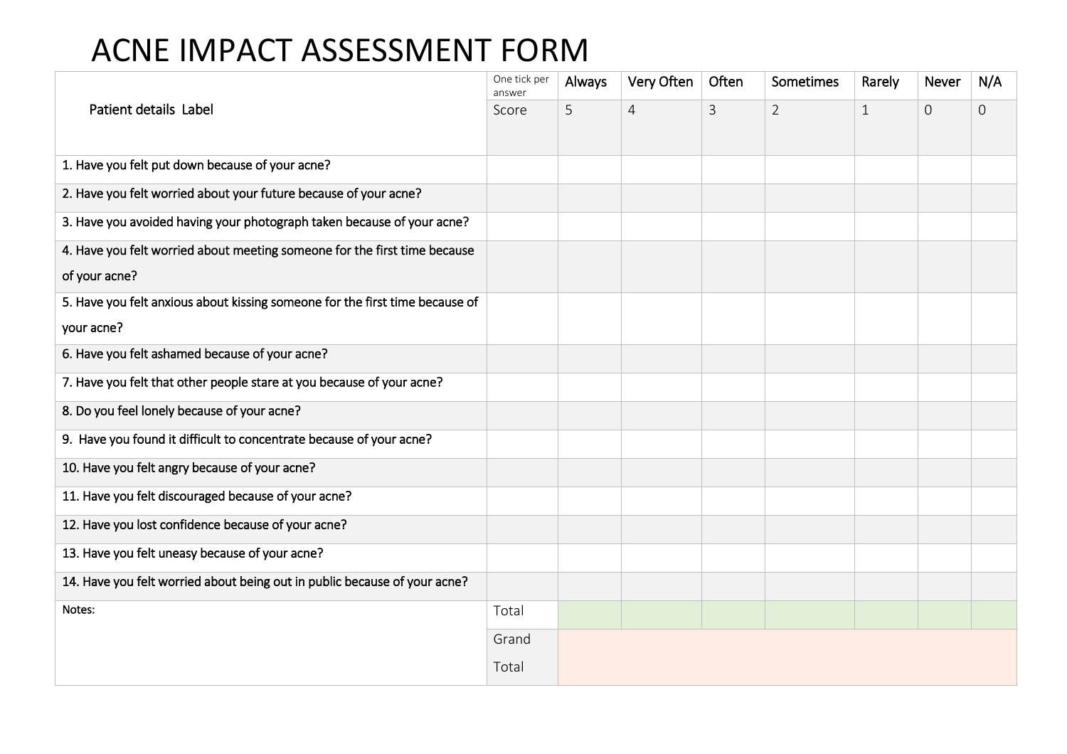# ACNE IMPACT ASSESSMENT FORM

| Patient details Label | One tick per answer | Always | Very Often | Often | Sometimes | Rarely | Never | N/A |
|---|---|---|---|---|---|---|---|---|
| | Score | 5 | 4 | 3 | 2 | 1 | 0 | 0 |
| 1. Have you felt put down because of your acne? | | | | | | | | |
| 2. Have you felt worried about your future because of your acne? | | | | | | | | |
| 3. Have you avoided having your photograph taken because of your acne? | | | | | | | | |
| 4. Have you felt worried about meeting someone for the first time because of your acne? | | | | | | | | |
| 5. Have you felt anxious about kissing someone for the first time because of your acne? | | | | | | | | |
| 6. Have you felt ashamed because of your acne? | | | | | | | | |
| 7. Have you felt that other people stare at you because of your acne? | | | | | | | | |
| 8. Do you feel lonely because of your acne? | | | | | | | | |
| 9. Have you found it difficult to concentrate because of your acne? | | | | | | | | |
| 10. Have you felt angry because of your acne? | | | | | | | | |
| 11. Have you felt discouraged because of your acne? | | | | | | | | |
| 12. Have you lost confidence because of your acne? | | | | | | | | |
| 13. Have you felt uneasy because of your acne? | | | | | | | | |
| 14. Have you felt worried about being out in public because of your acne? | | | | | | | | |
| Notes: | Total | | | | | | | |
| | Grand Total | | | | | | | |